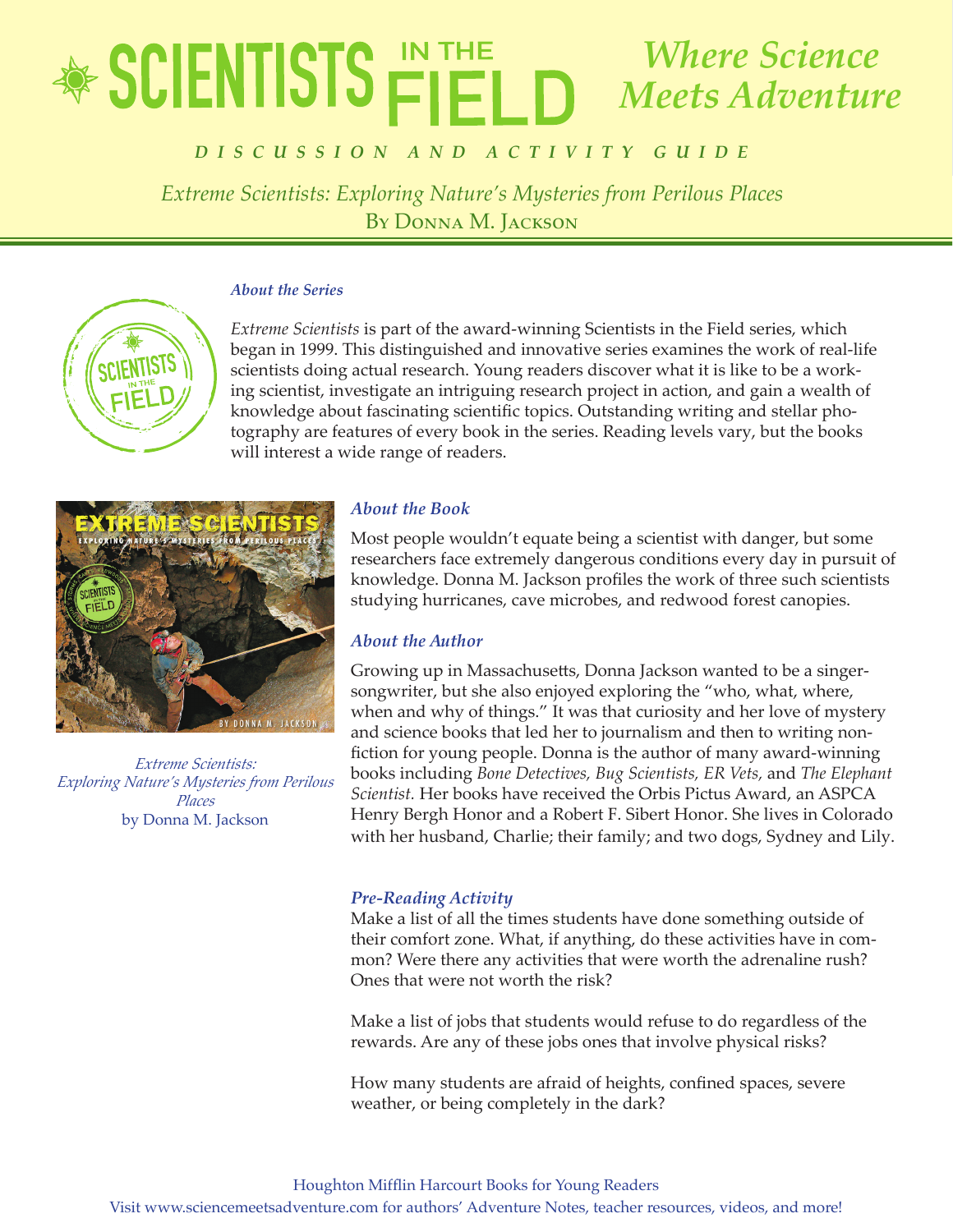# SCIENTISTS IN THE FIELD

*Where Science Meets Adventure*

***DISCUSSION AND ACTIVITY GUIDE***

*Extreme Scientists: Exploring Nature's Mysteries from Perilous Places*

By Donna M. Jackson

### *About the Series*

*Extreme Scientists* is part of the award-winning Scientists in the Field series, which began in 1999. This distinguished and innovative series examines the work of real-life scientists doing actual research. Young readers discover what it is like to be a working scientist, investigate an intriguing research project in action, and gain a wealth of knowledge about fascinating scientific topics. Outstanding writing and stellar photography are features of every book in the series. Reading levels vary, but the books will interest a wide range of readers.

*Extreme Scientists: Exploring Nature's Mysteries from Perilous Places*
by Donna M. Jackson

### *About the Book*

Most people wouldn't equate being a scientist with danger, but some researchers face extremely dangerous conditions every day in pursuit of knowledge. Donna M. Jackson profiles the work of three such scientists studying hurricanes, cave microbes, and redwood forest canopies.

### *About the Author*

Growing up in Massachusetts, Donna Jackson wanted to be a singer-songwriter, but she also enjoyed exploring the "who, what, where, when and why of things." It was that curiosity and her love of mystery and science books that led her to journalism and then to writing nonfiction for young people. Donna is the author of many award-winning books including *Bone Detectives, Bug Scientists, ER Vets,* and *The Elephant Scientist.* Her books have received the Orbis Pictus Award, an ASPCA Henry Bergh Honor and a Robert F. Sibert Honor. She lives in Colorado with her husband, Charlie; their family; and two dogs, Sydney and Lily.

### *Pre-Reading Activity*

Make a list of all the times students have done something outside of their comfort zone. What, if anything, do these activities have in common? Were there any activities that were worth the adrenaline rush? Ones that were not worth the risk?

Make a list of jobs that students would refuse to do regardless of the rewards. Are any of these jobs ones that involve physical risks?

How many students are afraid of heights, confined spaces, severe weather, or being completely in the dark?

Houghton Mifflin Harcourt Books for Young Readers
Visit www.sciencemeetsadventure.com for authors' Adventure Notes, teacher resources, videos, and more!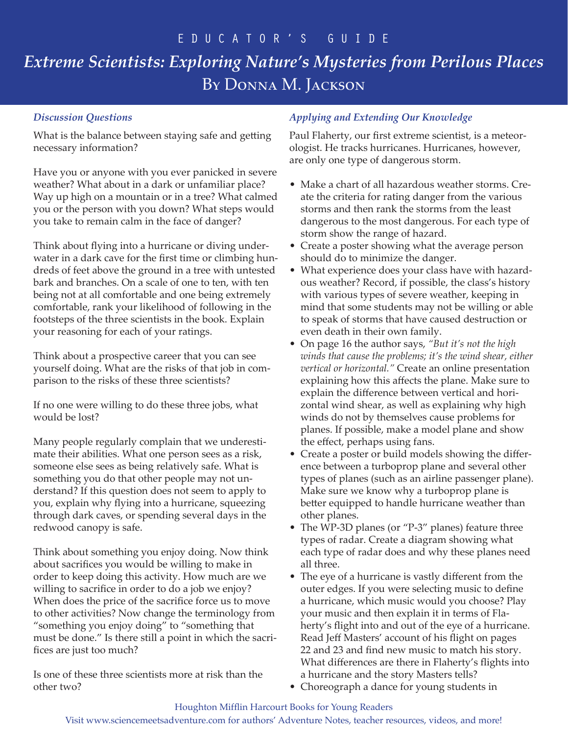EDUCATOR'S GUIDE

# *Extreme Scientists: Exploring Nature's Mysteries from Perilous Places*

## By Donna M. Jackson

### *Discussion Questions*

What is the balance between staying safe and getting necessary information?

Have you or anyone with you ever panicked in severe weather? What about in a dark or unfamiliar place? Way up high on a mountain or in a tree? What calmed you or the person with you down? What steps would you take to remain calm in the face of danger?

Think about flying into a hurricane or diving underwater in a dark cave for the first time or climbing hundreds of feet above the ground in a tree with untested bark and branches. On a scale of one to ten, with ten being not at all comfortable and one being extremely comfortable, rank your likelihood of following in the footsteps of the three scientists in the book. Explain your reasoning for each of your ratings.

Think about a prospective career that you can see yourself doing. What are the risks of that job in comparison to the risks of these three scientists?

If no one were willing to do these three jobs, what would be lost?

Many people regularly complain that we underestimate their abilities. What one person sees as a risk, someone else sees as being relatively safe. What is something you do that other people may not understand? If this question does not seem to apply to you, explain why flying into a hurricane, squeezing through dark caves, or spending several days in the redwood canopy is safe.

Think about something you enjoy doing. Now think about sacrifices you would be willing to make in order to keep doing this activity. How much are we willing to sacrifice in order to do a job we enjoy? When does the price of the sacrifice force us to move to other activities? Now change the terminology from "something you enjoy doing" to "something that must be done." Is there still a point in which the sacrifices are just too much?

Is one of these three scientists more at risk than the other two?

### *Applying and Extending Our Knowledge*

Paul Flaherty, our first extreme scientist, is a meteorologist. He tracks hurricanes. Hurricanes, however, are only one type of dangerous storm.

- Make a chart of all hazardous weather storms. Create the criteria for rating danger from the various storms and then rank the storms from the least dangerous to the most dangerous. For each type of storm show the range of hazard.
- Create a poster showing what the average person should do to minimize the danger.
- What experience does your class have with hazardous weather? Record, if possible, the class's history with various types of severe weather, keeping in mind that some students may not be willing or able to speak of storms that have caused destruction or even death in their own family.
- On page 16 the author says, *"But it's not the high winds that cause the problems; it's the wind shear, either vertical or horizontal."* Create an online presentation explaining how this affects the plane. Make sure to explain the difference between vertical and horizontal wind shear, as well as explaining why high winds do not by themselves cause problems for planes. If possible, make a model plane and show the effect, perhaps using fans.
- Create a poster or build models showing the difference between a turboprop plane and several other types of planes (such as an airline passenger plane). Make sure we know why a turboprop plane is better equipped to handle hurricane weather than other planes.
- The WP-3D planes (or "P-3" planes) feature three types of radar. Create a diagram showing what each type of radar does and why these planes need all three.
- The eye of a hurricane is vastly different from the outer edges. If you were selecting music to define a hurricane, which music would you choose? Play your music and then explain it in terms of Flaherty's flight into and out of the eye of a hurricane. Read Jeff Masters' account of his flight on pages 22 and 23 and find new music to match his story. What differences are there in Flaherty's flights into a hurricane and the story Masters tells?
- Choreograph a dance for young students in

Houghton Mifflin Harcourt Books for Young Readers

Visit www.sciencemeetsadventure.com for authors' Adventure Notes, teacher resources, videos, and more!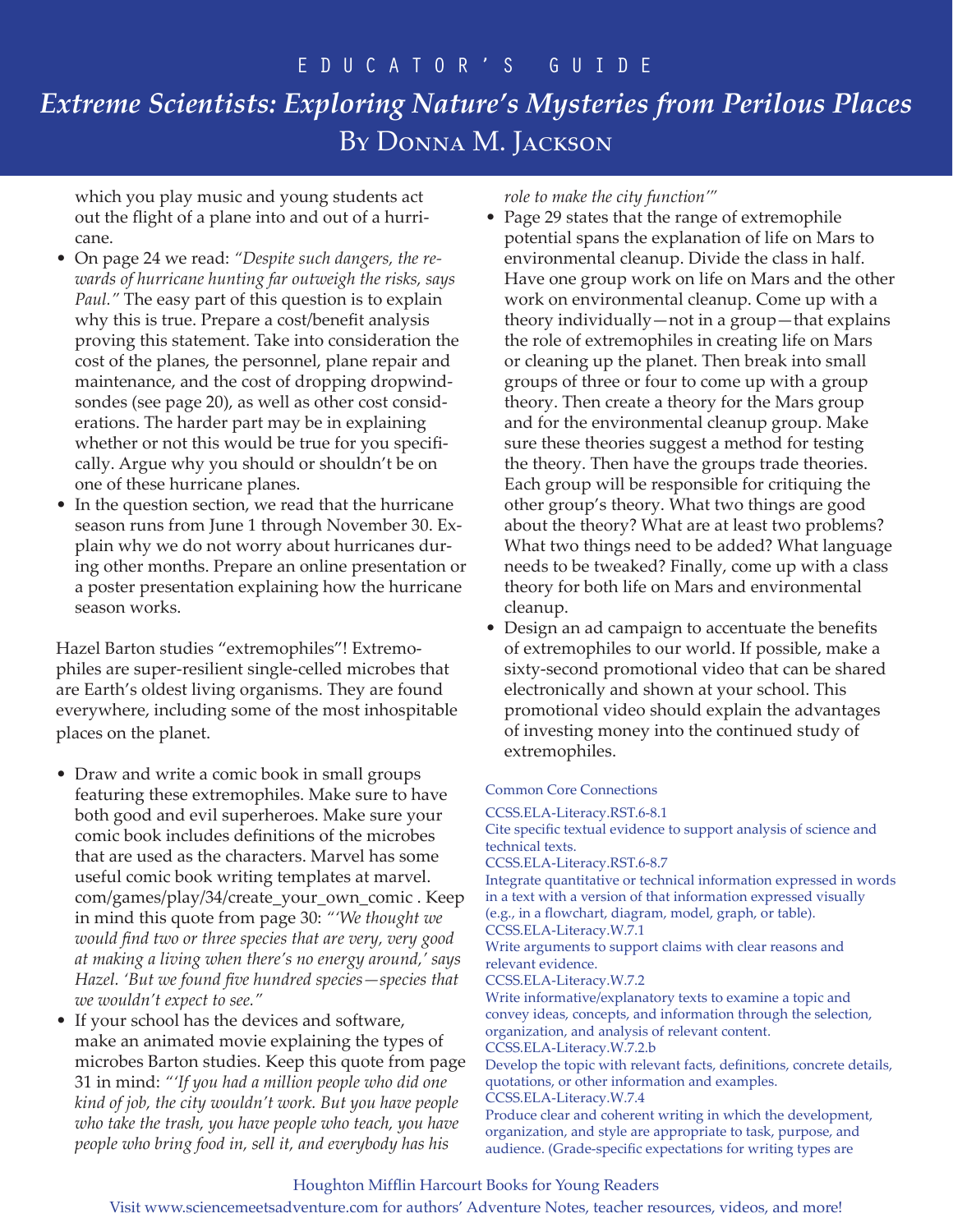which you play music and young students act out the flight of a plane into and out of a hurricane.

- On page 24 we read: *"Despite such dangers, the rewards of hurricane hunting far outweigh the risks, says Paul."* The easy part of this question is to explain why this is true. Prepare a cost/benefit analysis proving this statement. Take into consideration the cost of the planes, the personnel, plane repair and maintenance, and the cost of dropping dropwindsondes (see page 20), as well as other cost considerations. The harder part may be in explaining whether or not this would be true for you specifically. Argue why you should or shouldn't be on one of these hurricane planes.
- In the question section, we read that the hurricane season runs from June 1 through November 30. Explain why we do not worry about hurricanes during other months. Prepare an online presentation or a poster presentation explaining how the hurricane season works.

Hazel Barton studies "extremophiles"! Extremophiles are super-resilient single-celled microbes that are Earth's oldest living organisms. They are found everywhere, including some of the most inhospitable places on the planet.

- Draw and write a comic book in small groups featuring these extremophiles. Make sure to have both good and evil superheroes. Make sure your comic book includes definitions of the microbes that are used as the characters. Marvel has some useful comic book writing templates at marvel.com/games/play/34/create_your_own_comic . Keep in mind this quote from page 30: *"'We thought we would find two or three species that are very, very good at making a living when there's no energy around,' says Hazel. 'But we found five hundred species—species that we wouldn't expect to see."*
- If your school has the devices and software, make an animated movie explaining the types of microbes Barton studies. Keep this quote from page 31 in mind: *"'If you had a million people who did one kind of job, the city wouldn't work. But you have people who take the trash, you have people who teach, you have people who bring food in, sell it, and everybody has his role to make the city function'"*
- Page 29 states that the range of extremophile potential spans the explanation of life on Mars to environmental cleanup. Divide the class in half. Have one group work on life on Mars and the other work on environmental cleanup. Come up with a theory individually—not in a group—that explains the role of extremophiles in creating life on Mars or cleaning up the planet. Then break into small groups of three or four to come up with a group theory. Then create a theory for the Mars group and for the environmental cleanup group. Make sure these theories suggest a method for testing the theory. Then have the groups trade theories. Each group will be responsible for critiquing the other group's theory. What two things are good about the theory? What are at least two problems? What two things need to be added? What language needs to be tweaked? Finally, come up with a class theory for both life on Mars and environmental cleanup.
- Design an ad campaign to accentuate the benefits of extremophiles to our world. If possible, make a sixty-second promotional video that can be shared electronically and shown at your school. This promotional video should explain the advantages of investing money into the continued study of extremophiles.

Common Core Connections

CCSS.ELA-Literacy.RST.6-8.1
Cite specific textual evidence to support analysis of science and technical texts.

CCSS.ELA-Literacy.RST.6-8.7
Integrate quantitative or technical information expressed in words in a text with a version of that information expressed visually (e.g., in a flowchart, diagram, model, graph, or table).

CCSS.ELA-Literacy.W.7.1
Write arguments to support claims with clear reasons and relevant evidence.

CCSS.ELA-Literacy.W.7.2
Write informative/explanatory texts to examine a topic and convey ideas, concepts, and information through the selection, organization, and analysis of relevant content.

CCSS.ELA-Literacy.W.7.2.b
Develop the topic with relevant facts, definitions, concrete details, quotations, or other information and examples.

CCSS.ELA-Literacy.W.7.4
Produce clear and coherent writing in which the development, organization, and style are appropriate to task, purpose, and audience. (Grade-specific expectations for writing types are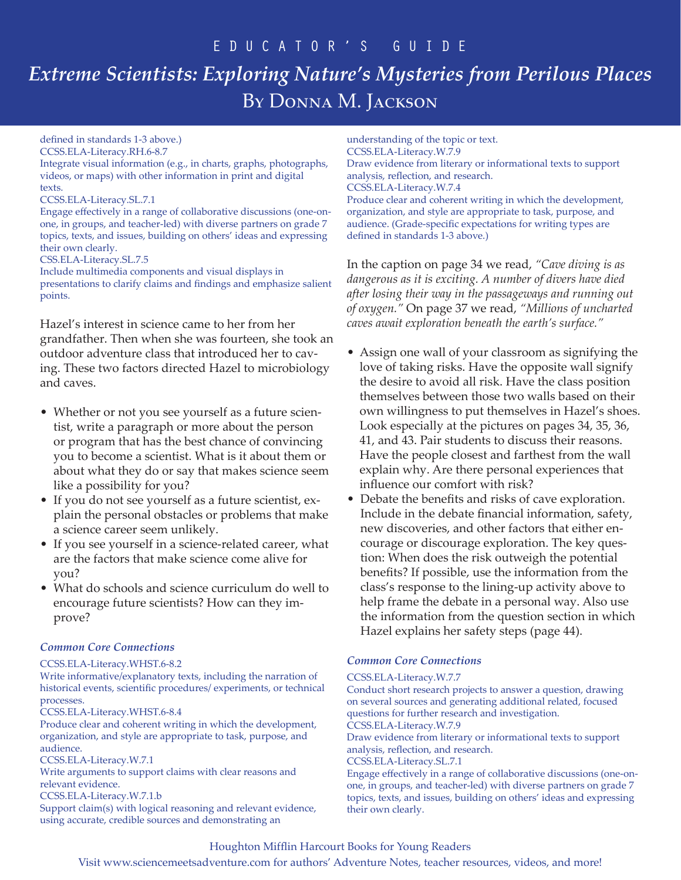defined in standards 1-3 above.)
CCSS.ELA-Literacy.RH.6-8.7
Integrate visual information (e.g., in charts, graphs, photographs, videos, or maps) with other information in print and digital texts.
CCSS.ELA-Literacy.SL.7.1
Engage effectively in a range of collaborative discussions (one-on-one, in groups, and teacher-led) with diverse partners on grade 7 topics, texts, and issues, building on others' ideas and expressing their own clearly.
CSS.ELA-Literacy.SL.7.5
Include multimedia components and visual displays in presentations to clarify claims and findings and emphasize salient points.

Hazel's interest in science came to her from her grandfather. Then when she was fourteen, she took an outdoor adventure class that introduced her to caving. These two factors directed Hazel to microbiology and caves.

- Whether or not you see yourself as a future scientist, write a paragraph or more about the person or program that has the best chance of convincing you to become a scientist. What is it about them or about what they do or say that makes science seem like a possibility for you?
- If you do not see yourself as a future scientist, explain the personal obstacles or problems that make a science career seem unlikely.
- If you see yourself in a science-related career, what are the factors that make science come alive for you?
- What do schools and science curriculum do well to encourage future scientists? How can they improve?

***Common Core Connections***

CCSS.ELA-Literacy.WHST.6-8.2
Write informative/explanatory texts, including the narration of historical events, scientific procedures/ experiments, or technical processes.
CCSS.ELA-Literacy.WHST.6-8.4
Produce clear and coherent writing in which the development, organization, and style are appropriate to task, purpose, and audience.
CCSS.ELA-Literacy.W.7.1
Write arguments to support claims with clear reasons and relevant evidence.
CCSS.ELA-Literacy.W.7.1.b
Support claim(s) with logical reasoning and relevant evidence, using accurate, credible sources and demonstrating an understanding of the topic or text.
CCSS.ELA-Literacy.W.7.9
Draw evidence from literary or informational texts to support analysis, reflection, and research.
CCSS.ELA-Literacy.W.7.4
Produce clear and coherent writing in which the development, organization, and style are appropriate to task, purpose, and audience. (Grade-specific expectations for writing types are defined in standards 1-3 above.)

In the caption on page 34 we read, *"Cave diving is as dangerous as it is exciting. A number of divers have died after losing their way in the passageways and running out of oxygen."* On page 37 we read, *"Millions of uncharted caves await exploration beneath the earth's surface."*

- Assign one wall of your classroom as signifying the love of taking risks. Have the opposite wall signify the desire to avoid all risk. Have the class position themselves between those two walls based on their own willingness to put themselves in Hazel's shoes. Look especially at the pictures on pages 34, 35, 36, 41, and 43. Pair students to discuss their reasons. Have the people closest and farthest from the wall explain why. Are there personal experiences that influence our comfort with risk?
- Debate the benefits and risks of cave exploration. Include in the debate financial information, safety, new discoveries, and other factors that either encourage or discourage exploration. The key question: When does the risk outweigh the potential benefits? If possible, use the information from the class's response to the lining-up activity above to help frame the debate in a personal way. Also use the information from the question section in which Hazel explains her safety steps (page 44).

***Common Core Connections***

CCSS.ELA-Literacy.W.7.7
Conduct short research projects to answer a question, drawing on several sources and generating additional related, focused questions for further research and investigation.
CCSS.ELA-Literacy.W.7.9
Draw evidence from literary or informational texts to support analysis, reflection, and research.
CCSS.ELA-Literacy.SL.7.1
Engage effectively in a range of collaborative discussions (one-on-one, in groups, and teacher-led) with diverse partners on grade 7 topics, texts, and issues, building on others' ideas and expressing their own clearly.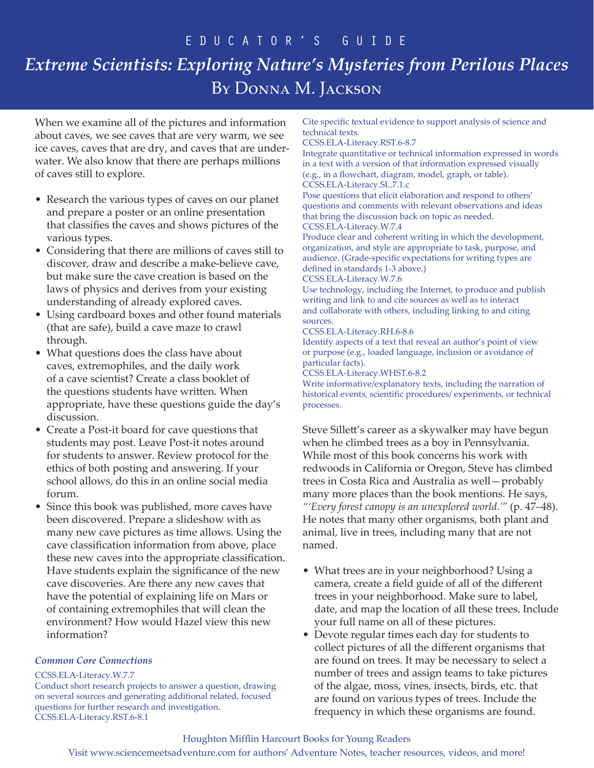# EDUCATOR'S GUIDE

## *Extreme Scientists: Exploring Nature's Mysteries from Perilous Places*

## By Donna M. Jackson

When we examine all of the pictures and information about caves, we see caves that are very warm, we see ice caves, caves that are dry, and caves that are underwater. We also know that there are perhaps millions of caves still to explore.

- Research the various types of caves on our planet and prepare a poster or an online presentation that classifies the caves and shows pictures of the various types.
- Considering that there are millions of caves still to discover, draw and describe a make-believe cave, but make sure the cave creation is based on the laws of physics and derives from your existing understanding of already explored caves.
- Using cardboard boxes and other found materials (that are safe), build a cave maze to crawl through.
- What questions does the class have about caves, extremophiles, and the daily work of a cave scientist? Create a class booklet of the questions students have written. When appropriate, have these questions guide the day's discussion.
- Create a Post-it board for cave questions that students may post. Leave Post-it notes around for students to answer. Review protocol for the ethics of both posting and answering. If your school allows, do this in an online social media forum.
- Since this book was published, more caves have been discovered. Prepare a slideshow with as many new cave pictures as time allows. Using the cave classification information from above, place these new caves into the appropriate classification. Have students explain the significance of the new cave discoveries. Are there any new caves that have the potential of explaining life on Mars or of containing extremophiles that will clean the environment? How would Hazel view this new information?

### *Common Core Connections*

CCSS.ELA-Literacy.W.7.7
Conduct short research projects to answer a question, drawing on several sources and generating additional related, focused questions for further research and investigation.
CCSS.ELA-Literacy.RST.6-8.1
Cite specific textual evidence to support analysis of science and technical texts.
CCSS.ELA-Literacy.RST.6-8.7
Integrate quantitative or technical information expressed in words in a text with a version of that information expressed visually (e.g., in a flowchart, diagram, model, graph, or table).
CCSS.ELA-Literacy.SL.7.1.c
Pose questions that elicit elaboration and respond to others' questions and comments with relevant observations and ideas that bring the discussion back on topic as needed.
CCSS.ELA-Literacy.W.7.4
Produce clear and coherent writing in which the development, organization, and style are appropriate to task, purpose, and audience. (Grade-specific expectations for writing types are defined in standards 1-3 above.)
CCSS.ELA-Literacy.W.7.6
Use technology, including the Internet, to produce and publish writing and link to and cite sources as well as to interact and collaborate with others, including linking to and citing sources.
CCSS.ELA-Literacy.RH.6-8.6
Identify aspects of a text that reveal an author's point of view or purpose (e.g., loaded language, inclusion or avoidance of particular facts).
CCSS.ELA-Literacy.WHST.6-8.2
Write informative/explanatory texts, including the narration of historical events, scientific procedures/ experiments, or technical processes.

Steve Sillett's career as a skywalker may have begun when he climbed trees as a boy in Pennsylvania. While most of this book concerns his work with redwoods in California or Oregon, Steve has climbed trees in Costa Rica and Australia as well—probably many more places than the book mentions. He says, *"'Every forest canopy is an unexplored world.'"* (p. 47–48). He notes that many other organisms, both plant and animal, live in trees, including many that are not named.

- What trees are in your neighborhood? Using a camera, create a field guide of all of the different trees in your neighborhood. Make sure to label, date, and map the location of all these trees. Include your full name on all of these pictures.
- Devote regular times each day for students to collect pictures of all the different organisms that are found on trees. It may be necessary to select a number of trees and assign teams to take pictures of the algae, moss, vines, insects, birds, etc. that are found on various types of trees. Include the frequency in which these organisms are found.

Houghton Mifflin Harcourt Books for Young Readers
Visit www.sciencemeetsadventure.com for authors' Adventure Notes, teacher resources, videos, and more!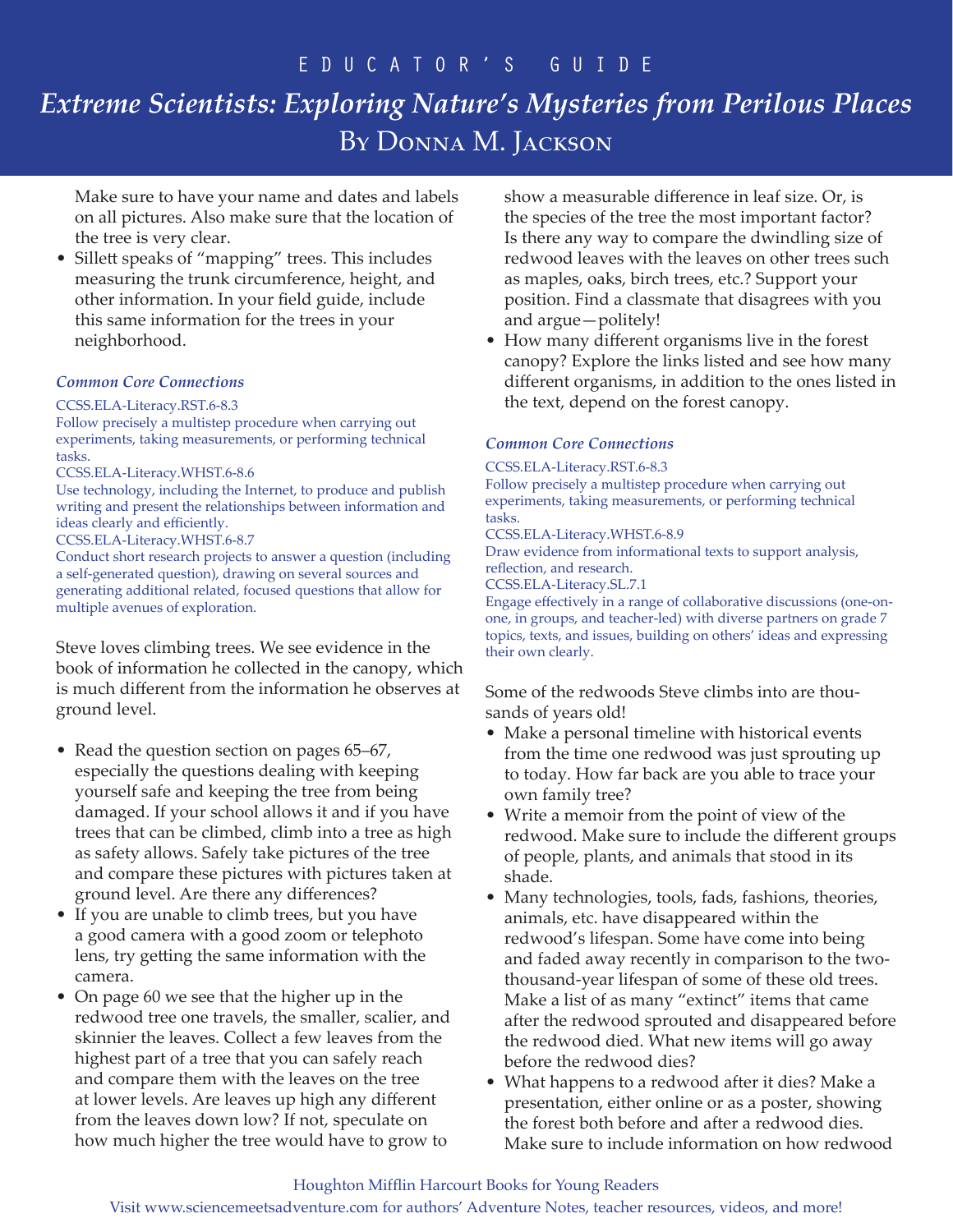Make sure to have your name and dates and labels on all pictures. Also make sure that the location of the tree is very clear.

- Sillett speaks of "mapping" trees. This includes measuring the trunk circumference, height, and other information. In your field guide, include this same information for the trees in your neighborhood.

***Common Core Connections***

CCSS.ELA-Literacy.RST.6-8.3
Follow precisely a multistep procedure when carrying out experiments, taking measurements, or performing technical tasks.
CCSS.ELA-Literacy.WHST.6-8.6
Use technology, including the Internet, to produce and publish writing and present the relationships between information and ideas clearly and efficiently.
CCSS.ELA-Literacy.WHST.6-8.7
Conduct short research projects to answer a question (including a self-generated question), drawing on several sources and generating additional related, focused questions that allow for multiple avenues of exploration.

Steve loves climbing trees. We see evidence in the book of information he collected in the canopy, which is much different from the information he observes at ground level.

- Read the question section on pages 65–67, especially the questions dealing with keeping yourself safe and keeping the tree from being damaged. If your school allows it and if you have trees that can be climbed, climb into a tree as high as safety allows. Safely take pictures of the tree and compare these pictures with pictures taken at ground level. Are there any differences?
- If you are unable to climb trees, but you have a good camera with a good zoom or telephoto lens, try getting the same information with the camera.
- On page 60 we see that the higher up in the redwood tree one travels, the smaller, scalier, and skinnier the leaves. Collect a few leaves from the highest part of a tree that you can safely reach and compare them with the leaves on the tree at lower levels. Are leaves up high any different from the leaves down low? If not, speculate on how much higher the tree would have to grow to show a measurable difference in leaf size. Or, is the species of the tree the most important factor? Is there any way to compare the dwindling size of redwood leaves with the leaves on other trees such as maples, oaks, birch trees, etc.? Support your position. Find a classmate that disagrees with you and argue—politely!
- How many different organisms live in the forest canopy? Explore the links listed and see how many different organisms, in addition to the ones listed in the text, depend on the forest canopy.

***Common Core Connections***

CCSS.ELA-Literacy.RST.6-8.3
Follow precisely a multistep procedure when carrying out experiments, taking measurements, or performing technical tasks.
CCSS.ELA-Literacy.WHST.6-8.9
Draw evidence from informational texts to support analysis, reflection, and research.
CCSS.ELA-Literacy.SL.7.1
Engage effectively in a range of collaborative discussions (one-on-one, in groups, and teacher-led) with diverse partners on grade 7 topics, texts, and issues, building on others' ideas and expressing their own clearly.

Some of the redwoods Steve climbs into are thousands of years old!

- Make a personal timeline with historical events from the time one redwood was just sprouting up to today. How far back are you able to trace your own family tree?
- Write a memoir from the point of view of the redwood. Make sure to include the different groups of people, plants, and animals that stood in its shade.
- Many technologies, tools, fads, fashions, theories, animals, etc. have disappeared within the redwood's lifespan. Some have come into being and faded away recently in comparison to the two-thousand-year lifespan of some of these old trees. Make a list of as many "extinct" items that came after the redwood sprouted and disappeared before the redwood died. What new items will go away before the redwood dies?
- What happens to a redwood after it dies? Make a presentation, either online or as a poster, showing the forest both before and after a redwood dies. Make sure to include information on how redwood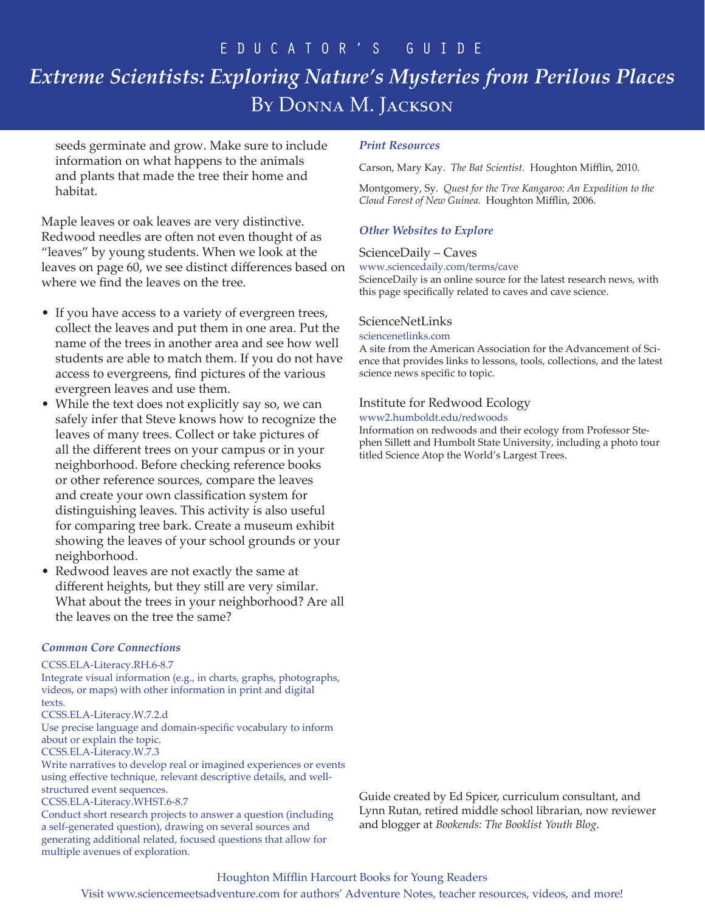seeds germinate and grow. Make sure to include information on what happens to the animals and plants that made the tree their home and habitat.

Maple leaves or oak leaves are very distinctive. Redwood needles are often not even thought of as "leaves" by young students. When we look at the leaves on page 60, we see distinct differences based on where we find the leaves on the tree.

- If you have access to a variety of evergreen trees, collect the leaves and put them in one area. Put the name of the trees in another area and see how well students are able to match them. If you do not have access to evergreens, find pictures of the various evergreen leaves and use them.
- While the text does not explicitly say so, we can safely infer that Steve knows how to recognize the leaves of many trees. Collect or take pictures of all the different trees on your campus or in your neighborhood. Before checking reference books or other reference sources, compare the leaves and create your own classification system for distinguishing leaves. This activity is also useful for comparing tree bark. Create a museum exhibit showing the leaves of your school grounds or your neighborhood.
- Redwood leaves are not exactly the same at different heights, but they still are very similar. What about the trees in your neighborhood? Are all the leaves on the tree the same?

### *Common Core Connections*

CCSS.ELA-Literacy.RH.6-8.7
Integrate visual information (e.g., in charts, graphs, photographs, videos, or maps) with other information in print and digital texts.
CCSS.ELA-Literacy.W.7.2.d
Use precise language and domain-specific vocabulary to inform about or explain the topic.
CCSS.ELA-Literacy.W.7.3
Write narratives to develop real or imagined experiences or events using effective technique, relevant descriptive details, and well-structured event sequences.
CCSS.ELA-Literacy.WHST.6-8.7
Conduct short research projects to answer a question (including a self-generated question), drawing on several sources and generating additional related, focused questions that allow for multiple avenues of exploration.

### *Print Resources*

Carson, Mary Kay. *The Bat Scientist.* Houghton Mifflin, 2010.

Montgomery, Sy. *Quest for the Tree Kangaroo: An Expedition to the Cloud Forest of New Guinea.* Houghton Mifflin, 2006.

### *Other Websites to Explore*

ScienceDaily – Caves
www.sciencedaily.com/terms/cave
ScienceDaily is an online source for the latest research news, with this page specifically related to caves and cave science.

ScienceNetLinks
sciencenetlinks.com
A site from the American Association for the Advancement of Science that provides links to lessons, tools, collections, and the latest science news specific to topic.

Institute for Redwood Ecology
www2.humboldt.edu/redwoods
Information on redwoods and their ecology from Professor Stephen Sillett and Humbolt State University, including a photo tour titled Science Atop the World's Largest Trees.

Guide created by Ed Spicer, curriculum consultant, and Lynn Rutan, retired middle school librarian, now reviewer and blogger at *Bookends: The Booklist Youth Blog*.